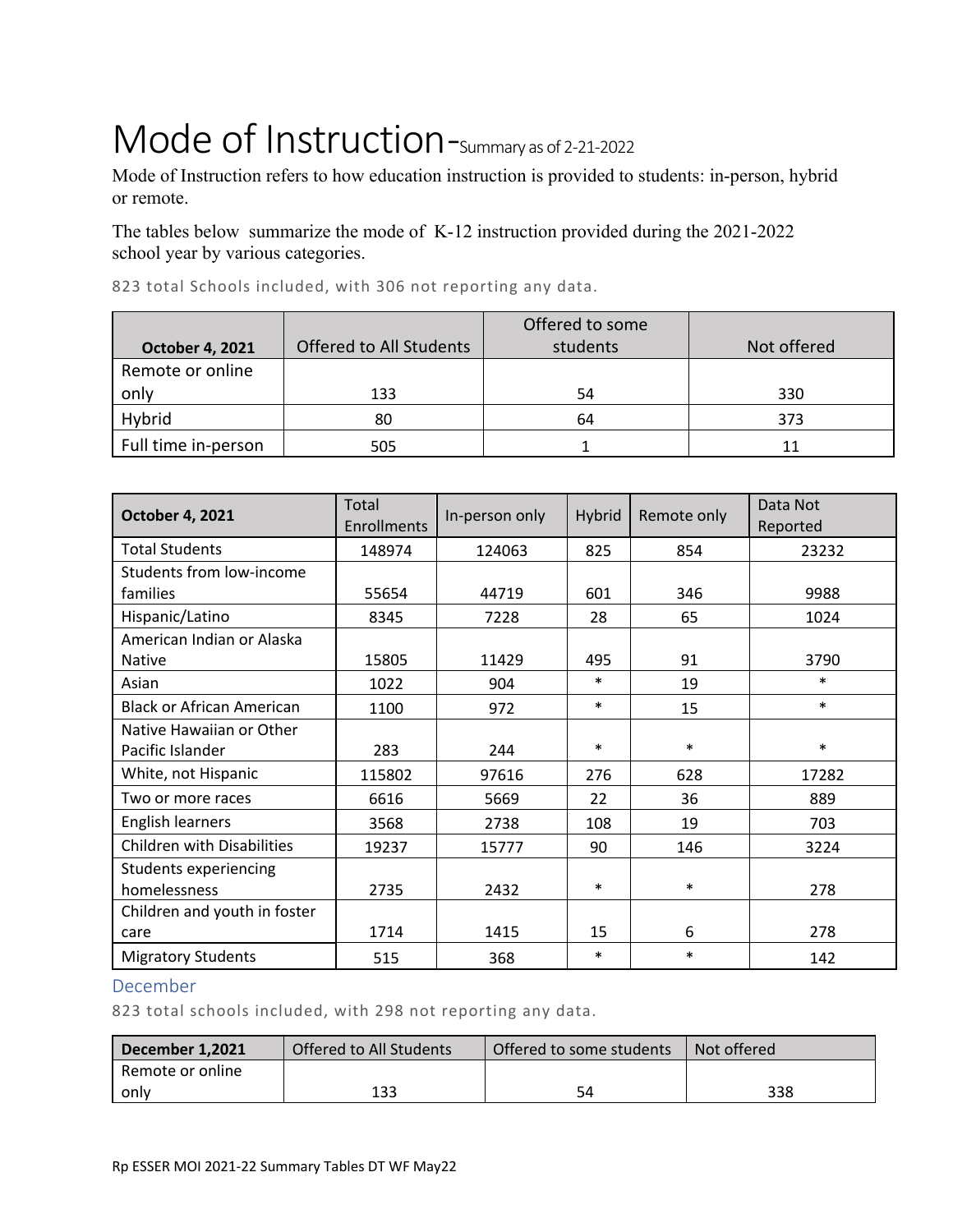# Mode of Instruction-Summary as of 2-21-2022

Mode of Instruction refers to how education instruction is provided to students: in-person, hybrid or remote.

The tables below summarize the mode of K-12 instruction provided during the 2021-2022 school year by various categories.

823 total Schools included, with 306 not reporting any data.

| October 4, 2021 | Offered to All Students | Offered to some students | Not offered |
|---|---|---|---|
| Remote or online only | 133 | 54 | 330 |
| Hybrid | 80 | 64 | 373 |
| Full time in-person | 505 | 1 | 11 |

| October 4, 2021 | Total Enrollments | In-person only | Hybrid | Remote only | Data Not Reported |
|---|---|---|---|---|---|
| Total Students | 148974 | 124063 | 825 | 854 | 23232 |
| Students from low-income families | 55654 | 44719 | 601 | 346 | 9988 |
| Hispanic/Latino | 8345 | 7228 | 28 | 65 | 1024 |
| American Indian or Alaska Native | 15805 | 11429 | 495 | 91 | 3790 |
| Asian | 1022 | 904 | * | 19 | * |
| Black or African American | 1100 | 972 | * | 15 | * |
| Native Hawaiian or Other Pacific Islander | 283 | 244 | * | * | * |
| White, not Hispanic | 115802 | 97616 | 276 | 628 | 17282 |
| Two or more races | 6616 | 5669 | 22 | 36 | 889 |
| English learners | 3568 | 2738 | 108 | 19 | 703 |
| Children with Disabilities | 19237 | 15777 | 90 | 146 | 3224 |
| Students experiencing homelessness | 2735 | 2432 | * | * | 278 |
| Children and youth in foster care | 1714 | 1415 | 15 | 6 | 278 |
| Migratory Students | 515 | 368 | * | * | 142 |

## December

823 total schools included, with 298 not reporting any data.

| December 1,2021 | Offered to All Students | Offered to some students | Not offered |
|---|---|---|---|
| Remote or online only | 133 | 54 | 338 |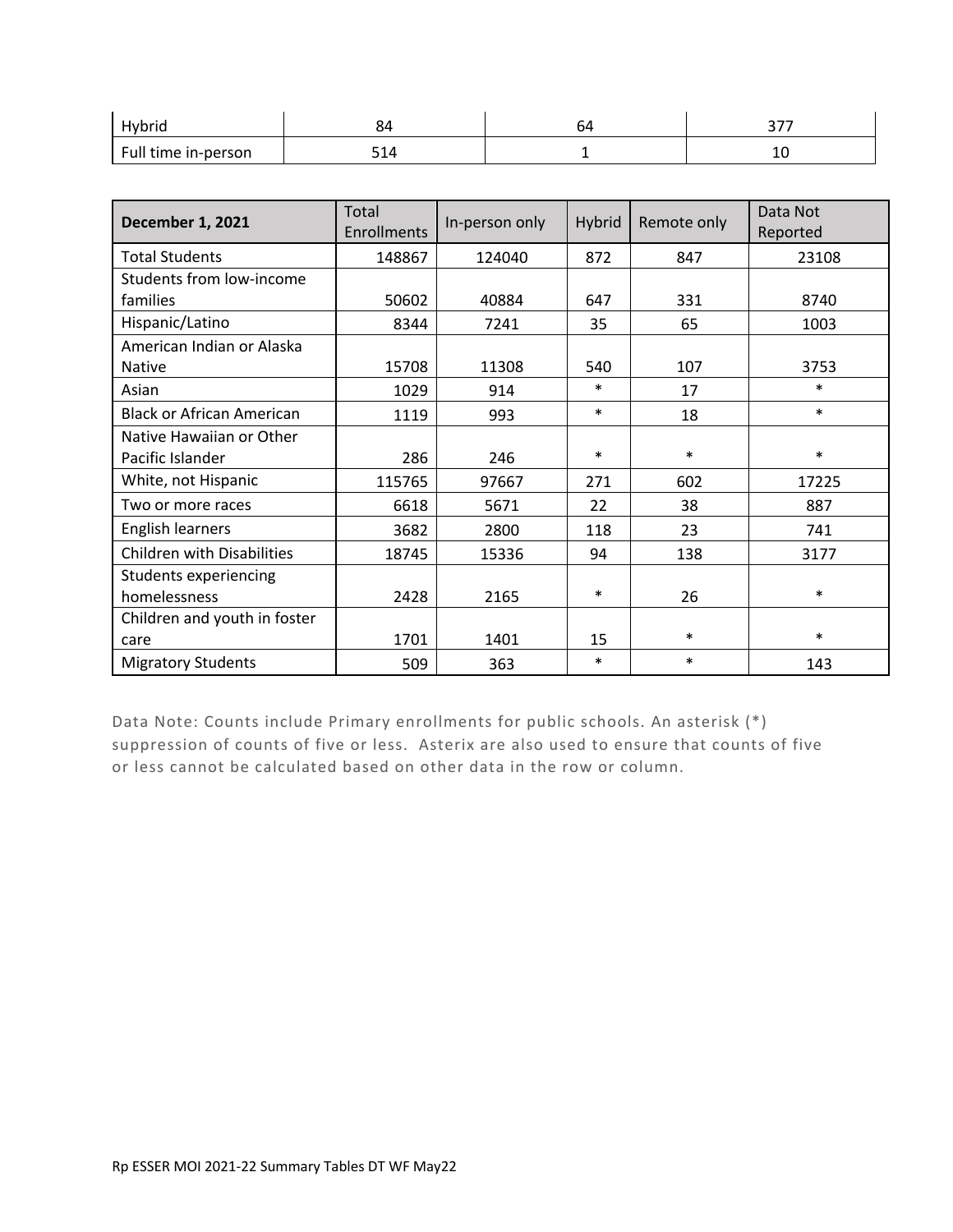| | | | |
|---|---|---|---|
| Hybrid | 84 | 64 | 377 |
| Full time in-person | 514 | 1 | 10 |

| December 1, 2021 | Total Enrollments | In-person only | Hybrid | Remote only | Data Not Reported |
|---|---|---|---|---|---|
| Total Students | 148867 | 124040 | 872 | 847 | 23108 |
| Students from low-income families | 50602 | 40884 | 647 | 331 | 8740 |
| Hispanic/Latino | 8344 | 7241 | 35 | 65 | 1003 |
| American Indian or Alaska Native | 15708 | 11308 | 540 | 107 | 3753 |
| Asian | 1029 | 914 | * | 17 | * |
| Black or African American | 1119 | 993 | * | 18 | * |
| Native Hawaiian or Other Pacific Islander | 286 | 246 | * | * | * |
| White, not Hispanic | 115765 | 97667 | 271 | 602 | 17225 |
| Two or more races | 6618 | 5671 | 22 | 38 | 887 |
| English learners | 3682 | 2800 | 118 | 23 | 741 |
| Children with Disabilities | 18745 | 15336 | 94 | 138 | 3177 |
| Students experiencing homelessness | 2428 | 2165 | * | 26 | * |
| Children and youth in foster care | 1701 | 1401 | 15 | * | * |
| Migratory Students | 509 | 363 | * | * | 143 |

Data Note: Counts include Primary enrollments for public schools. An asterisk (*) suppression of counts of five or less. Asterix are also used to ensure that counts of five or less cannot be calculated based on other data in the row or column.